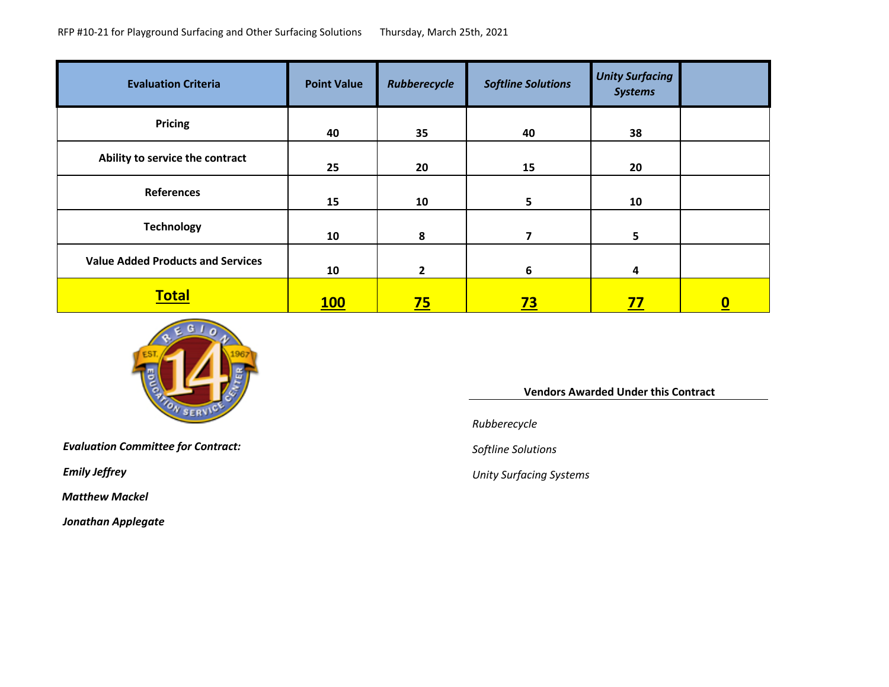RFP #10-21 for Playground Surfacing and Other Surfacing Solutions    Thursday, March 25th, 2021

| Evaluation Criteria | Point Value | *Rubberecycle* | *Softline Solutions* | *Unity Surfacing Systems* | |
|---|---|---|---|---|---|
| Pricing | 40 | 35 | 40 | 38 | |
| Ability to service the contract | 25 | 20 | 15 | 20 | |
| References | 15 | 10 | 5 | 10 | |
| Technology | 10 | 8 | 7 | 5 | |
| Value Added Products and Services | 10 | 2 | 6 | 4 | |
| **Total** | **100** | **75** | **73** | **77** | **0** |

***Evaluation Committee for Contract:***

***Emily Jeffrey***

***Matthew Mackel***

***Jonathan Applegate***

**Vendors Awarded Under this Contract**

*Rubberecycle*

*Softline Solutions*

*Unity Surfacing Systems*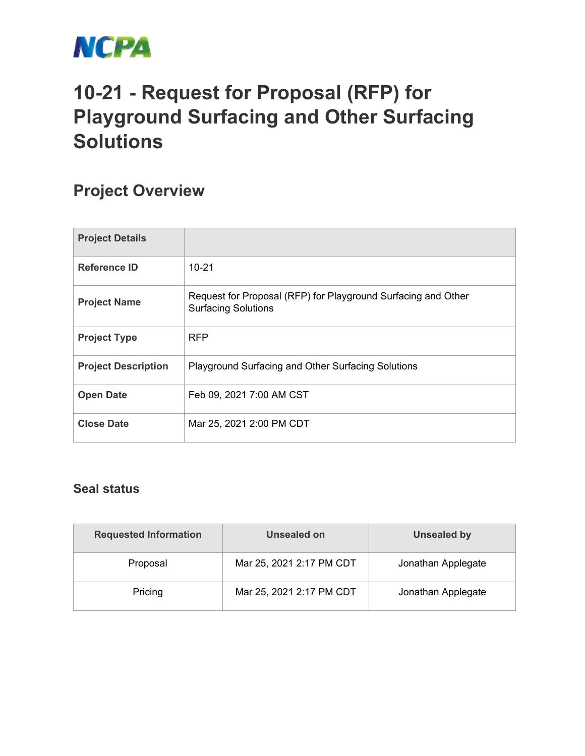NCPA

# 10-21 - Request for Proposal (RFP) for Playground Surfacing and Other Surfacing Solutions

## Project Overview

| Project Details | |
|---|---|
| Reference ID | 10-21 |
| Project Name | Request for Proposal (RFP) for Playground Surfacing and Other Surfacing Solutions |
| Project Type | RFP |
| Project Description | Playground Surfacing and Other Surfacing Solutions |
| Open Date | Feb 09, 2021 7:00 AM CST |
| Close Date | Mar 25, 2021 2:00 PM CDT |

### Seal status

| Requested Information | Unsealed on | Unsealed by |
|---|---|---|
| Proposal | Mar 25, 2021 2:17 PM CDT | Jonathan Applegate |
| Pricing | Mar 25, 2021 2:17 PM CDT | Jonathan Applegate |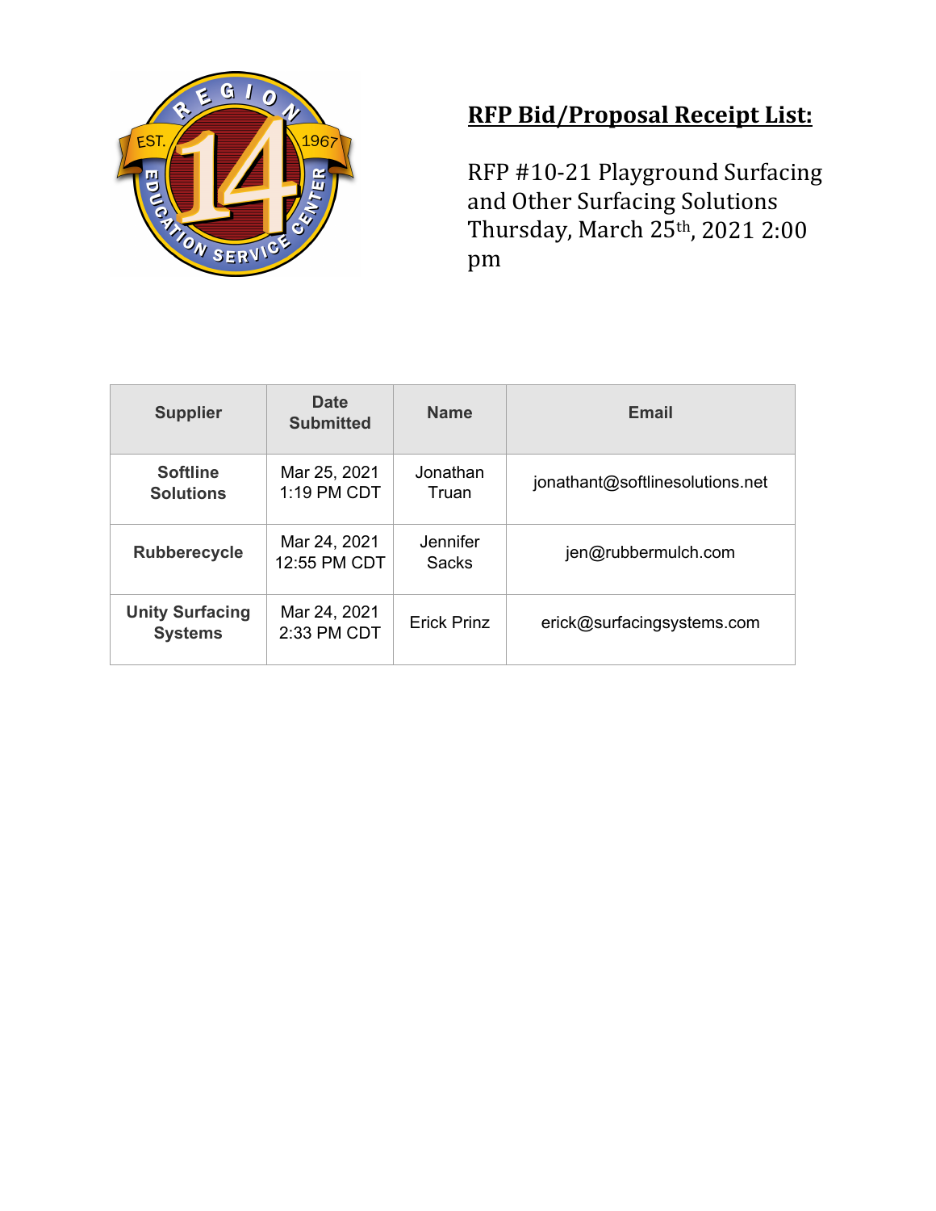# RFP Bid/Proposal Receipt List:

RFP #10-21 Playground Surfacing and Other Surfacing Solutions
Thursday, March 25th, 2021 2:00 pm

| Supplier | Date Submitted | Name | Email |
|---|---|---|---|
| **Softline Solutions** | Mar 25, 2021 1:19 PM CDT | Jonathan Truan | jonathant@softlinesolutions.net |
| **Rubberecycle** | Mar 24, 2021 12:55 PM CDT | Jennifer Sacks | jen@rubbermulch.com |
| **Unity Surfacing Systems** | Mar 24, 2021 2:33 PM CDT | Erick Prinz | erick@surfacingsystems.com |